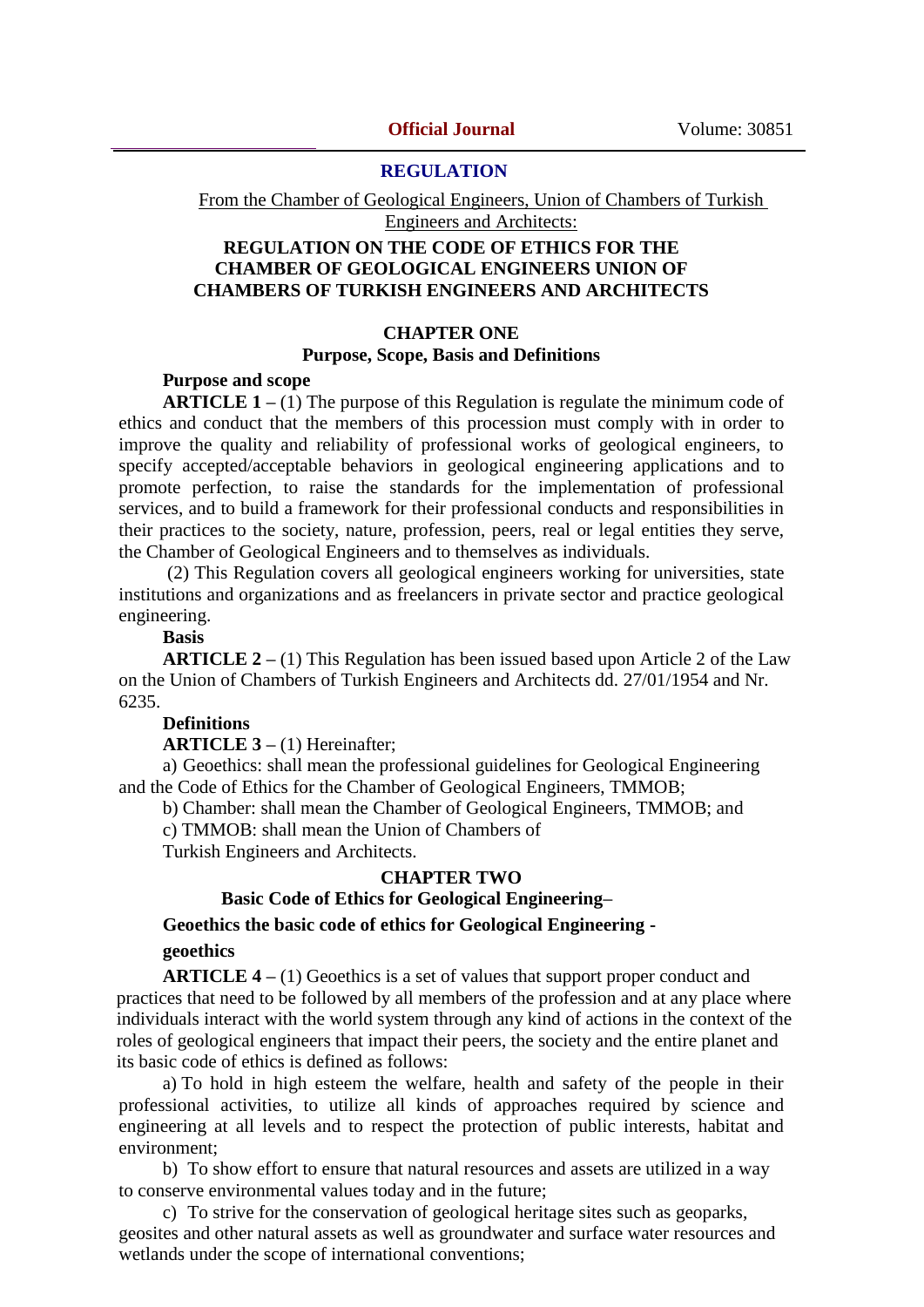**REGULATION**

From the Chamber of Geological Engineers, Union of Chambers of Turkish Engineers and Architects:

# REGULATION ON THE CODE OF ETHICS FOR THE CHAMBER OF GEOLOGICAL ENGINEERS UNION OF CHAMBERS OF TURKISH ENGINEERS AND ARCHITECTS

## CHAPTER ONE
## Purpose, Scope, Basis and Definitions

**Purpose and scope**

**ARTICLE 1 –** (1) The purpose of this Regulation is regulate the minimum code of ethics and conduct that the members of this procession must comply with in order to improve the quality and reliability of professional works of geological engineers, to specify accepted/acceptable behaviors in geological engineering applications and to promote perfection, to raise the standards for the implementation of professional services, and to build a framework for their professional conducts and responsibilities in their practices to the society, nature, profession, peers, real or legal entities they serve, the Chamber of Geological Engineers and to themselves as individuals.

(2) This Regulation covers all geological engineers working for universities, state institutions and organizations and as freelancers in private sector and practice geological engineering.

**Basis**

**ARTICLE 2 –** (1) This Regulation has been issued based upon Article 2 of the Law on the Union of Chambers of Turkish Engineers and Architects dd. 27/01/1954 and Nr. 6235.

**Definitions**

**ARTICLE 3 –** (1) Hereinafter;

a) Geoethics: shall mean the professional guidelines for Geological Engineering and the Code of Ethics for the Chamber of Geological Engineers, TMMOB;

b) Chamber: shall mean the Chamber of Geological Engineers, TMMOB; and

c) TMMOB: shall mean the Union of Chambers of Turkish Engineers and Architects.

## CHAPTER TWO
## Basic Code of Ethics for Geological Engineering–

**Geoethics the basic code of ethics for Geological Engineering - geoethics**

**ARTICLE 4 –** (1) Geoethics is a set of values that support proper conduct and practices that need to be followed by all members of the profession and at any place where individuals interact with the world system through any kind of actions in the context of the roles of geological engineers that impact their peers, the society and the entire planet and its basic code of ethics is defined as follows:

a) To hold in high esteem the welfare, health and safety of the people in their professional activities, to utilize all kinds of approaches required by science and engineering at all levels and to respect the protection of public interests, habitat and environment;

b) To show effort to ensure that natural resources and assets are utilized in a way to conserve environmental values today and in the future;

c) To strive for the conservation of geological heritage sites such as geoparks, geosites and other natural assets as well as groundwater and surface water resources and wetlands under the scope of international conventions;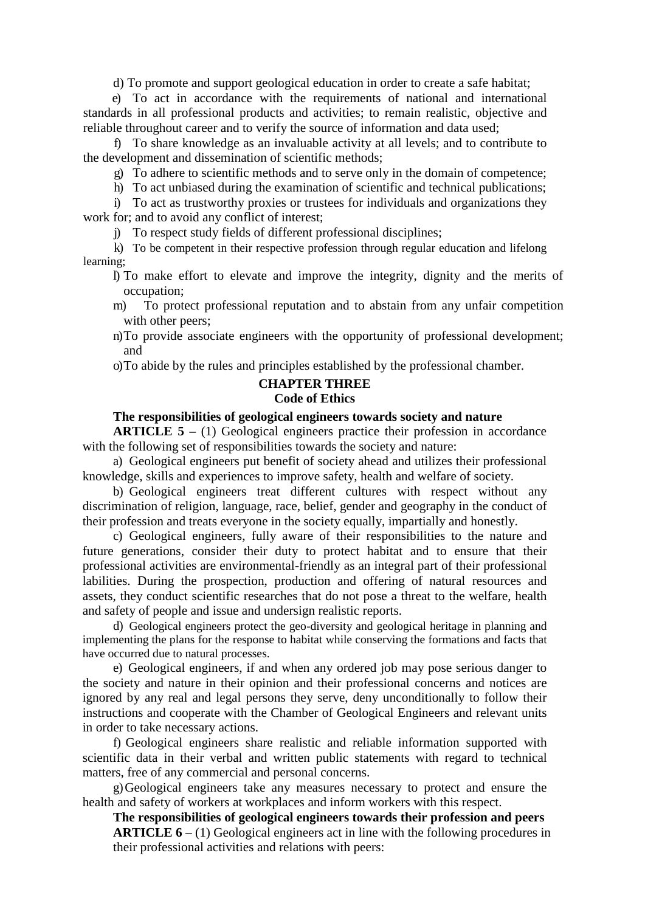d) To promote and support geological education in order to create a safe habitat;

e) To act in accordance with the requirements of national and international standards in all professional products and activities; to remain realistic, objective and reliable throughout career and to verify the source of information and data used;

f) To share knowledge as an invaluable activity at all levels; and to contribute to the development and dissemination of scientific methods;

g) To adhere to scientific methods and to serve only in the domain of competence;

h) To act unbiased during the examination of scientific and technical publications;

i) To act as trustworthy proxies or trustees for individuals and organizations they work for; and to avoid any conflict of interest;

j) To respect study fields of different professional disciplines;

k) To be competent in their respective profession through regular education and lifelong learning;

l) To make effort to elevate and improve the integrity, dignity and the merits of occupation;

m) To protect professional reputation and to abstain from any unfair competition with other peers;

n) To provide associate engineers with the opportunity of professional development; and

o) To abide by the rules and principles established by the professional chamber.

## CHAPTER THREE
## Code of Ethics

**The responsibilities of geological engineers towards society and nature**

**ARTICLE 5 –** (1) Geological engineers practice their profession in accordance with the following set of responsibilities towards the society and nature:

a) Geological engineers put benefit of society ahead and utilizes their professional knowledge, skills and experiences to improve safety, health and welfare of society.

b) Geological engineers treat different cultures with respect without any discrimination of religion, language, race, belief, gender and geography in the conduct of their profession and treats everyone in the society equally, impartially and honestly.

c) Geological engineers, fully aware of their responsibilities to the nature and future generations, consider their duty to protect habitat and to ensure that their professional activities are environmental-friendly as an integral part of their professional labilities. During the prospection, production and offering of natural resources and assets, they conduct scientific researches that do not pose a threat to the welfare, health and safety of people and issue and undersign realistic reports.

d) Geological engineers protect the geo-diversity and geological heritage in planning and implementing the plans for the response to habitat while conserving the formations and facts that have occurred due to natural processes.

e) Geological engineers, if and when any ordered job may pose serious danger to the society and nature in their opinion and their professional concerns and notices are ignored by any real and legal persons they serve, deny unconditionally to follow their instructions and cooperate with the Chamber of Geological Engineers and relevant units in order to take necessary actions.

f) Geological engineers share realistic and reliable information supported with scientific data in their verbal and written public statements with regard to technical matters, free of any commercial and personal concerns.

g) Geological engineers take any measures necessary to protect and ensure the health and safety of workers at workplaces and inform workers with this respect.

**The responsibilities of geological engineers towards their profession and peers**

**ARTICLE 6 –** (1) Geological engineers act in line with the following procedures in their professional activities and relations with peers: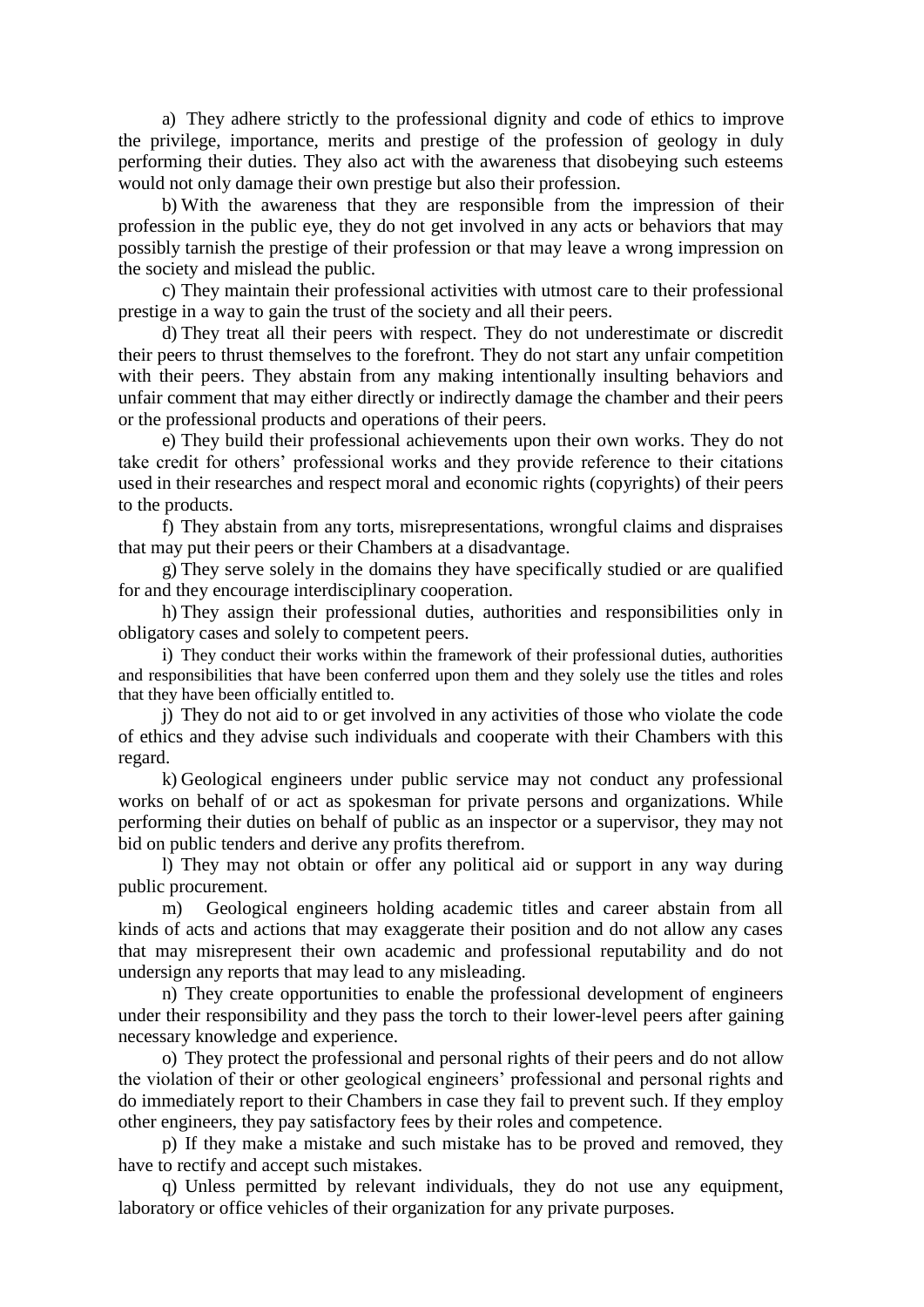a) They adhere strictly to the professional dignity and code of ethics to improve the privilege, importance, merits and prestige of the profession of geology in duly performing their duties. They also act with the awareness that disobeying such esteems would not only damage their own prestige but also their profession.

b) With the awareness that they are responsible from the impression of their profession in the public eye, they do not get involved in any acts or behaviors that may possibly tarnish the prestige of their profession or that may leave a wrong impression on the society and mislead the public.

c) They maintain their professional activities with utmost care to their professional prestige in a way to gain the trust of the society and all their peers.

d) They treat all their peers with respect. They do not underestimate or discredit their peers to thrust themselves to the forefront. They do not start any unfair competition with their peers. They abstain from any making intentionally insulting behaviors and unfair comment that may either directly or indirectly damage the chamber and their peers or the professional products and operations of their peers.

e) They build their professional achievements upon their own works. They do not take credit for others' professional works and they provide reference to their citations used in their researches and respect moral and economic rights (copyrights) of their peers to the products.

f) They abstain from any torts, misrepresentations, wrongful claims and dispraises that may put their peers or their Chambers at a disadvantage.

g) They serve solely in the domains they have specifically studied or are qualified for and they encourage interdisciplinary cooperation.

h) They assign their professional duties, authorities and responsibilities only in obligatory cases and solely to competent peers.

i) They conduct their works within the framework of their professional duties, authorities and responsibilities that have been conferred upon them and they solely use the titles and roles that they have been officially entitled to.

j) They do not aid to or get involved in any activities of those who violate the code of ethics and they advise such individuals and cooperate with their Chambers with this regard.

k) Geological engineers under public service may not conduct any professional works on behalf of or act as spokesman for private persons and organizations. While performing their duties on behalf of public as an inspector or a supervisor, they may not bid on public tenders and derive any profits therefrom.

l) They may not obtain or offer any political aid or support in any way during public procurement.

m) Geological engineers holding academic titles and career abstain from all kinds of acts and actions that may exaggerate their position and do not allow any cases that may misrepresent their own academic and professional reputability and do not undersign any reports that may lead to any misleading.

n) They create opportunities to enable the professional development of engineers under their responsibility and they pass the torch to their lower-level peers after gaining necessary knowledge and experience.

o) They protect the professional and personal rights of their peers and do not allow the violation of their or other geological engineers' professional and personal rights and do immediately report to their Chambers in case they fail to prevent such. If they employ other engineers, they pay satisfactory fees by their roles and competence.

p) If they make a mistake and such mistake has to be proved and removed, they have to rectify and accept such mistakes.

q) Unless permitted by relevant individuals, they do not use any equipment, laboratory or office vehicles of their organization for any private purposes.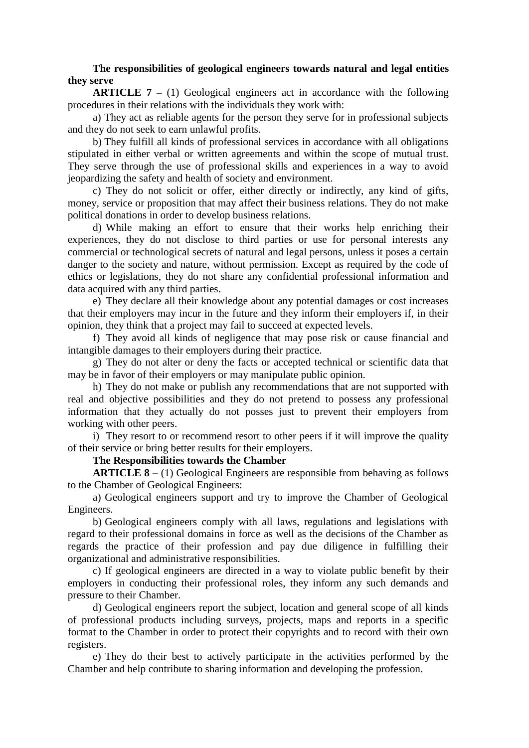**The responsibilities of geological engineers towards natural and legal entities they serve**

**ARTICLE 7 –** (1) Geological engineers act in accordance with the following procedures in their relations with the individuals they work with:

a) They act as reliable agents for the person they serve for in professional subjects and they do not seek to earn unlawful profits.

b) They fulfill all kinds of professional services in accordance with all obligations stipulated in either verbal or written agreements and within the scope of mutual trust. They serve through the use of professional skills and experiences in a way to avoid jeopardizing the safety and health of society and environment.

c) They do not solicit or offer, either directly or indirectly, any kind of gifts, money, service or proposition that may affect their business relations. They do not make political donations in order to develop business relations.

d) While making an effort to ensure that their works help enriching their experiences, they do not disclose to third parties or use for personal interests any commercial or technological secrets of natural and legal persons, unless it poses a certain danger to the society and nature, without permission. Except as required by the code of ethics or legislations, they do not share any confidential professional information and data acquired with any third parties.

e) They declare all their knowledge about any potential damages or cost increases that their employers may incur in the future and they inform their employers if, in their opinion, they think that a project may fail to succeed at expected levels.

f) They avoid all kinds of negligence that may pose risk or cause financial and intangible damages to their employers during their practice.

g) They do not alter or deny the facts or accepted technical or scientific data that may be in favor of their employers or may manipulate public opinion.

h) They do not make or publish any recommendations that are not supported with real and objective possibilities and they do not pretend to possess any professional information that they actually do not posses just to prevent their employers from working with other peers.

i) They resort to or recommend resort to other peers if it will improve the quality of their service or bring better results for their employers.

**The Responsibilities towards the Chamber**

**ARTICLE 8 –** (1) Geological Engineers are responsible from behaving as follows to the Chamber of Geological Engineers:

a) Geological engineers support and try to improve the Chamber of Geological Engineers.

b) Geological engineers comply with all laws, regulations and legislations with regard to their professional domains in force as well as the decisions of the Chamber as regards the practice of their profession and pay due diligence in fulfilling their organizational and administrative responsibilities.

c) If geological engineers are directed in a way to violate public benefit by their employers in conducting their professional roles, they inform any such demands and pressure to their Chamber.

d) Geological engineers report the subject, location and general scope of all kinds of professional products including surveys, projects, maps and reports in a specific format to the Chamber in order to protect their copyrights and to record with their own registers.

e) They do their best to actively participate in the activities performed by the Chamber and help contribute to sharing information and developing the profession.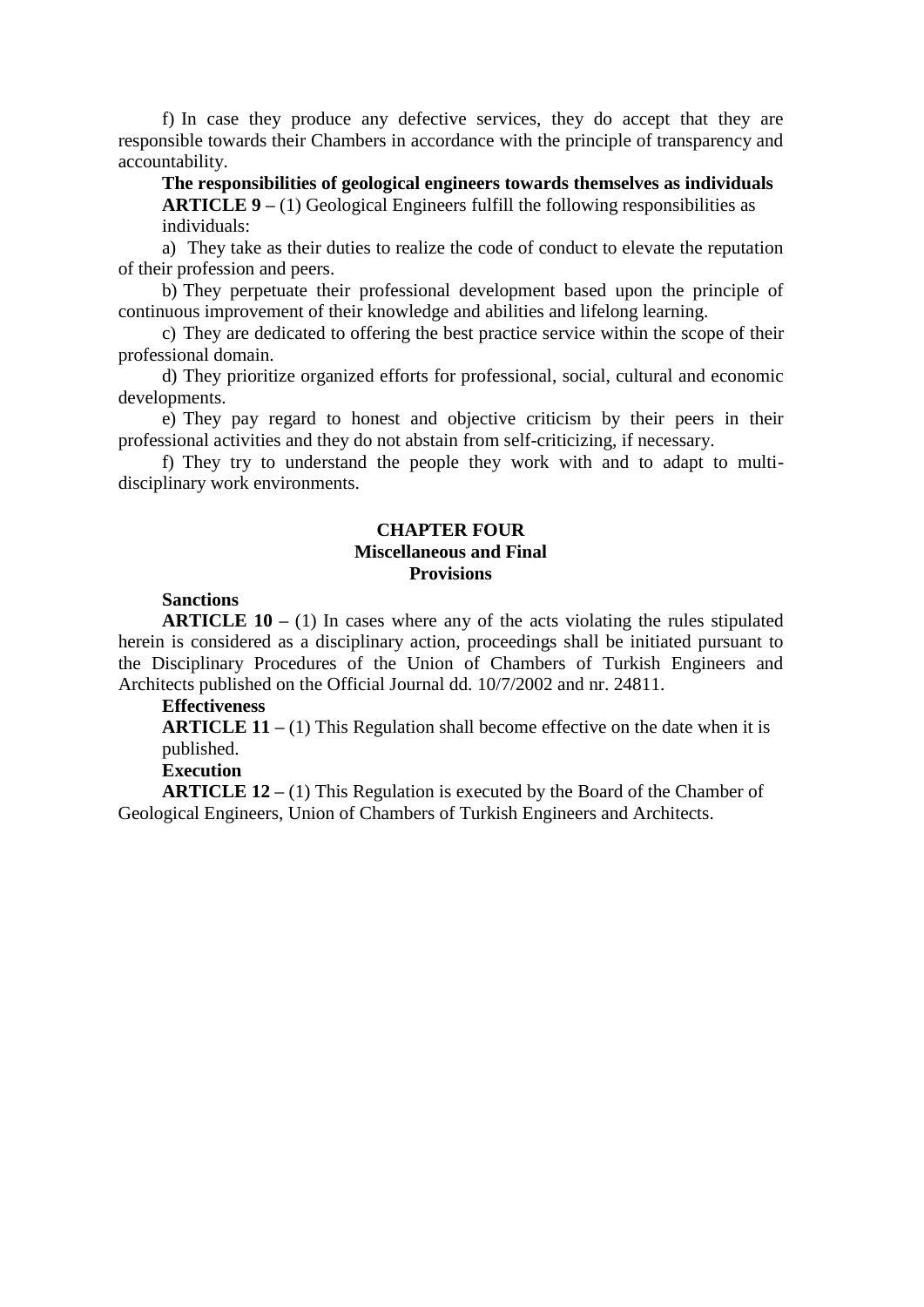f) In case they produce any defective services, they do accept that they are responsible towards their Chambers in accordance with the principle of transparency and accountability.

**The responsibilities of geological engineers towards themselves as individuals**

**ARTICLE 9 –** (1) Geological Engineers fulfill the following responsibilities as individuals:

a) They take as their duties to realize the code of conduct to elevate the reputation of their profession and peers.

b) They perpetuate their professional development based upon the principle of continuous improvement of their knowledge and abilities and lifelong learning.

c) They are dedicated to offering the best practice service within the scope of their professional domain.

d) They prioritize organized efforts for professional, social, cultural and economic developments.

e) They pay regard to honest and objective criticism by their peers in their professional activities and they do not abstain from self-criticizing, if necessary.

f) They try to understand the people they work with and to adapt to multi-disciplinary work environments.

## CHAPTER FOUR
## Miscellaneous and Final Provisions

**Sanctions**

**ARTICLE 10 –** (1) In cases where any of the acts violating the rules stipulated herein is considered as a disciplinary action, proceedings shall be initiated pursuant to the Disciplinary Procedures of the Union of Chambers of Turkish Engineers and Architects published on the Official Journal dd. 10/7/2002 and nr. 24811.

**Effectiveness**

**ARTICLE 11 –** (1) This Regulation shall become effective on the date when it is published.

**Execution**

**ARTICLE 12 –** (1) This Regulation is executed by the Board of the Chamber of Geological Engineers, Union of Chambers of Turkish Engineers and Architects.